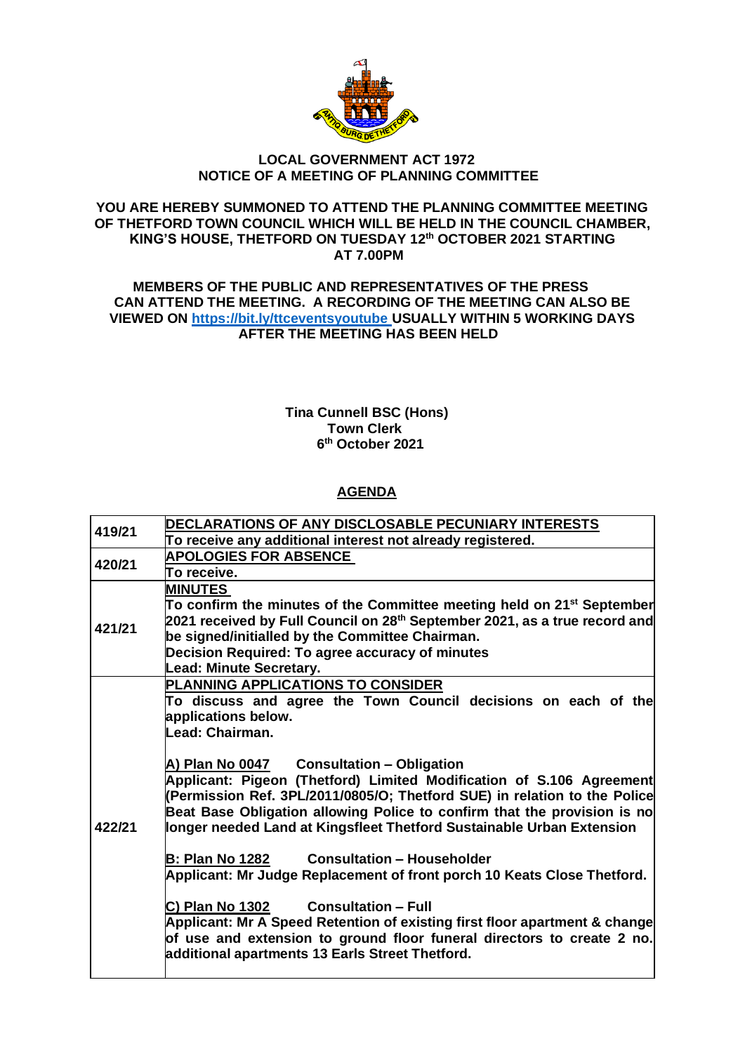**LOCAL GOVERNMENT ACT 1972**
**NOTICE OF A MEETING OF PLANNING COMMITTEE**

**YOU ARE HEREBY SUMMONED TO ATTEND THE PLANNING COMMITTEE MEETING OF THETFORD TOWN COUNCIL WHICH WILL BE HELD IN THE COUNCIL CHAMBER, KING'S HOUSE, THETFORD ON TUESDAY 12th OCTOBER 2021 STARTING AT 7.00PM**

**MEMBERS OF THE PUBLIC AND REPRESENTATIVES OF THE PRESS CAN ATTEND THE MEETING. A RECORDING OF THE MEETING CAN ALSO BE VIEWED ON https://bit.ly/ttceventsyoutube USUALLY WITHIN 5 WORKING DAYS AFTER THE MEETING HAS BEEN HELD**

**Tina Cunnell BSC (Hons)**
**Town Clerk**
**6th October 2021**

## AGENDA

| | |
|---|---|
| 419/21 | **DECLARATIONS OF ANY DISCLOSABLE PECUNIARY INTERESTS**<br>**To receive any additional interest not already registered.** |
| 420/21 | **APOLOGIES FOR ABSENCE**<br>**To receive.** |
| 421/21 | **MINUTES**<br>**To confirm the minutes of the Committee meeting held on 21st September 2021 received by Full Council on 28th September 2021, as a true record and be signed/initialled by the Committee Chairman.**<br>**Decision Required: To agree accuracy of minutes**<br>**Lead: Minute Secretary.** |
| 422/21 | **PLANNING APPLICATIONS TO CONSIDER**<br>**To discuss and agree the Town Council decisions on each of the applications below.**<br>**Lead: Chairman.**<br><br>**A) Plan No 0047 Consultation – Obligation**<br>**Applicant: Pigeon (Thetford) Limited Modification of S.106 Agreement (Permission Ref. 3PL/2011/0805/O; Thetford SUE) in relation to the Police Beat Base Obligation allowing Police to confirm that the provision is no longer needed Land at Kingsfleet Thetford Sustainable Urban Extension**<br><br>**B: Plan No 1282 Consultation – Householder**<br>**Applicant: Mr Judge Replacement of front porch 10 Keats Close Thetford.**<br><br>**C) Plan No 1302 Consultation – Full**<br>**Applicant: Mr A Speed Retention of existing first floor apartment & change of use and extension to ground floor funeral directors to create 2 no. additional apartments 13 Earls Street Thetford.** |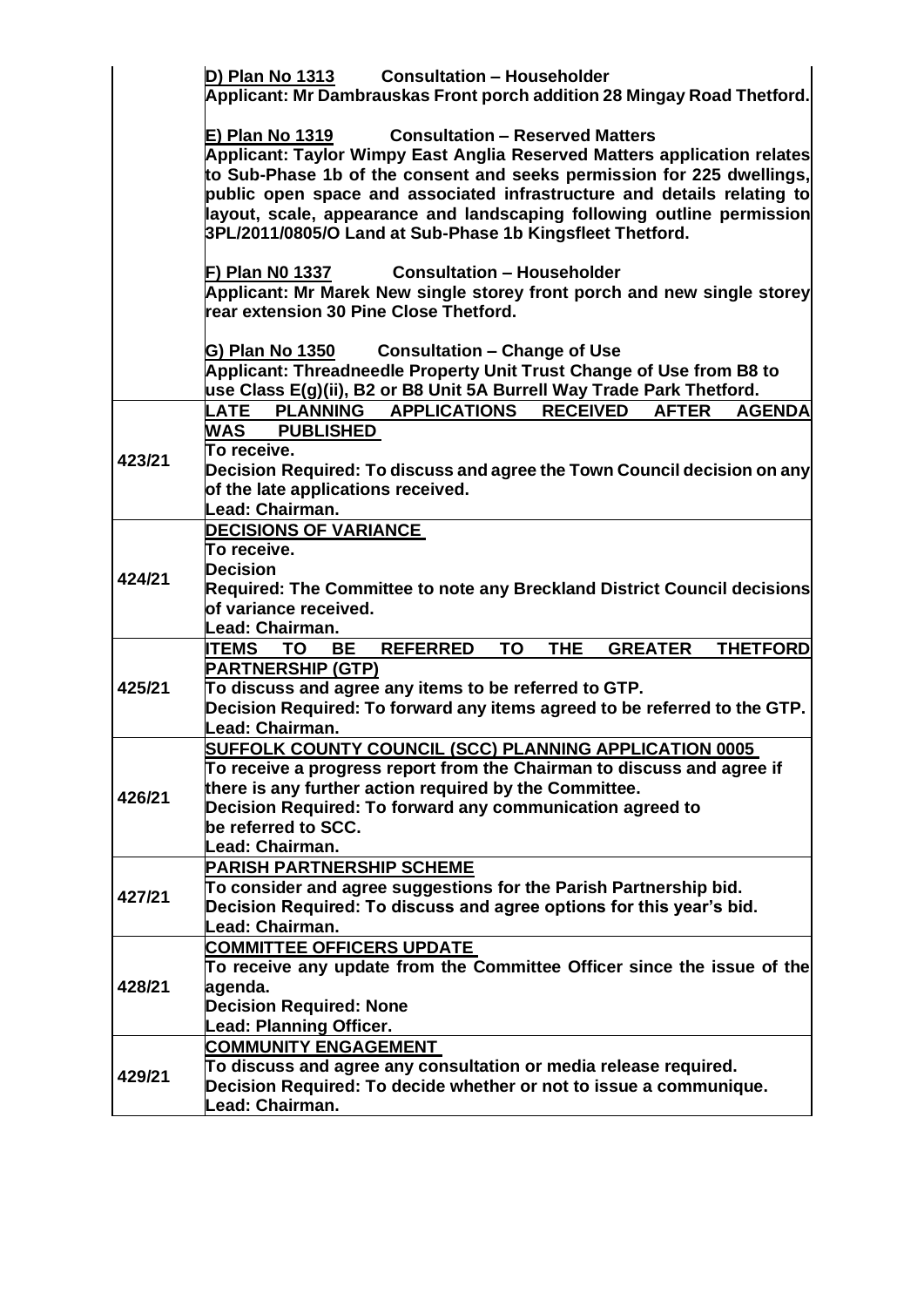| | |
|---|---|
| | **D) Plan No 1313 Consultation – Householder**<br>**Applicant: Mr Dambrauskas Front porch addition 28 Mingay Road Thetford.**<br><br>**E) Plan No 1319 Consultation – Reserved Matters**<br>**Applicant: Taylor Wimpy East Anglia Reserved Matters application relates to Sub-Phase 1b of the consent and seeks permission for 225 dwellings, public open space and associated infrastructure and details relating to layout, scale, appearance and landscaping following outline permission 3PL/2011/0805/O Land at Sub-Phase 1b Kingsfleet Thetford.**<br><br>**F) Plan N0 1337 Consultation – Householder**<br>**Applicant: Mr Marek New single storey front porch and new single storey rear extension 30 Pine Close Thetford.**<br><br>**G) Plan No 1350 Consultation – Change of Use**<br>**Applicant: Threadneedle Property Unit Trust Change of Use from B8 to use Class E(g)(ii), B2 or B8 Unit 5A Burrell Way Trade Park Thetford.** |
| **423/21** | **LATE PLANNING APPLICATIONS RECEIVED AFTER AGENDA WAS PUBLISHED**<br>**To receive.**<br>**Decision Required: To discuss and agree the Town Council decision on any of the late applications received.**<br>**Lead: Chairman.** |
| **424/21** | **DECISIONS OF VARIANCE**<br>**To receive.**<br>**Decision**<br>**Required: The Committee to note any Breckland District Council decisions of variance received.**<br>**Lead: Chairman.** |
| **425/21** | **ITEMS TO BE REFERRED TO THE GREATER THETFORD PARTNERSHIP (GTP)**<br>**To discuss and agree any items to be referred to GTP.**<br>**Decision Required: To forward any items agreed to be referred to the GTP.**<br>**Lead: Chairman.** |
| **426/21** | **SUFFOLK COUNTY COUNCIL (SCC) PLANNING APPLICATION 0005**<br>**To receive a progress report from the Chairman to discuss and agree if there is any further action required by the Committee.**<br>**Decision Required: To forward any communication agreed to be referred to SCC.**<br>**Lead: Chairman.** |
| **427/21** | **PARISH PARTNERSHIP SCHEME**<br>**To consider and agree suggestions for the Parish Partnership bid.**<br>**Decision Required: To discuss and agree options for this year's bid.**<br>**Lead: Chairman.** |
| **428/21** | **COMMITTEE OFFICERS UPDATE**<br>**To receive any update from the Committee Officer since the issue of the agenda.**<br>**Decision Required: None**<br>**Lead: Planning Officer.** |
| **429/21** | **COMMUNITY ENGAGEMENT**<br>**To discuss and agree any consultation or media release required.**<br>**Decision Required: To decide whether or not to issue a communique.**<br>**Lead: Chairman.** |